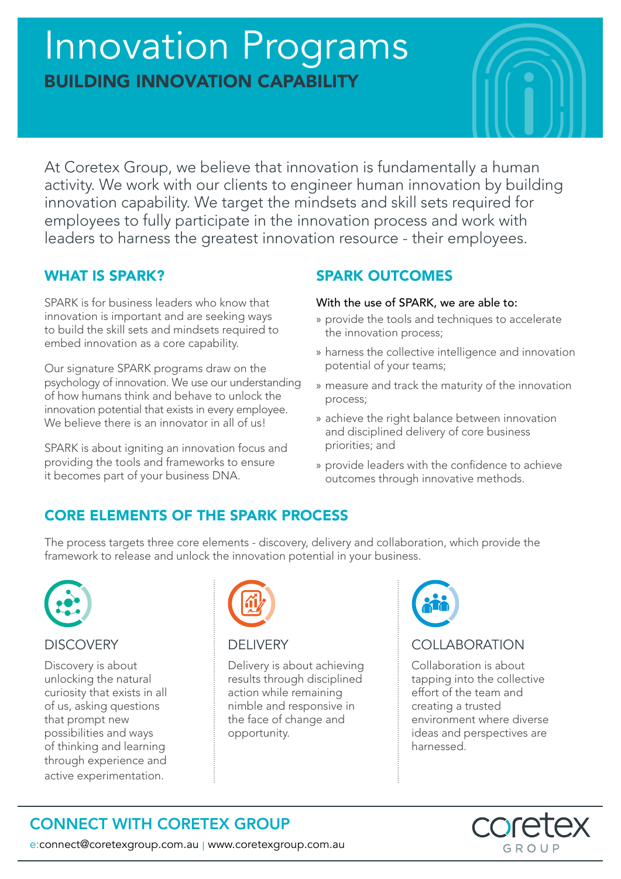# Innovation Programs

## BUILDING INNOVATION CAPABILITY

At Coretex Group, we believe that innovation is fundamentally a human activity. We work with our clients to engineer human innovation by building innovation capability. We target the mindsets and skill sets required for employees to fully participate in the innovation process and work with leaders to harness the greatest innovation resource - their employees.

## WHAT IS SPARK?

SPARK is for business leaders who know that innovation is important and are seeking ways to build the skill sets and mindsets required to embed innovation as a core capability.

Our signature SPARK programs draw on the psychology of innovation. We use our understanding of how humans think and behave to unlock the innovation potential that exists in every employee. We believe there is an innovator in all of us!

SPARK is about igniting an innovation focus and providing the tools and frameworks to ensure it becomes part of your business DNA.

## SPARK OUTCOMES

With the use of SPARK, we are able to:

- provide the tools and techniques to accelerate the innovation process;
- harness the collective intelligence and innovation potential of your teams;
- measure and track the maturity of the innovation process;
- achieve the right balance between innovation and disciplined delivery of core business priorities; and
- provide leaders with the confidence to achieve outcomes through innovative methods.

## CORE ELEMENTS OF THE SPARK PROCESS

The process targets three core elements - discovery, delivery and collaboration, which provide the framework to release and unlock the innovation potential in your business.

### DISCOVERY

Discovery is about unlocking the natural curiosity that exists in all of us, asking questions that prompt new possibilities and ways of thinking and learning through experience and active experimentation.

### DELIVERY

Delivery is about achieving results through disciplined action while remaining nimble and responsive in the face of change and opportunity.

### COLLABORATION

Collaboration is about tapping into the collective effort of the team and creating a trusted environment where diverse ideas and perspectives are harnessed.

## CONNECT WITH CORETEX GROUP

e:connect@coretexgroup.com.au | www.coretexgroup.com.au

coretex GROUP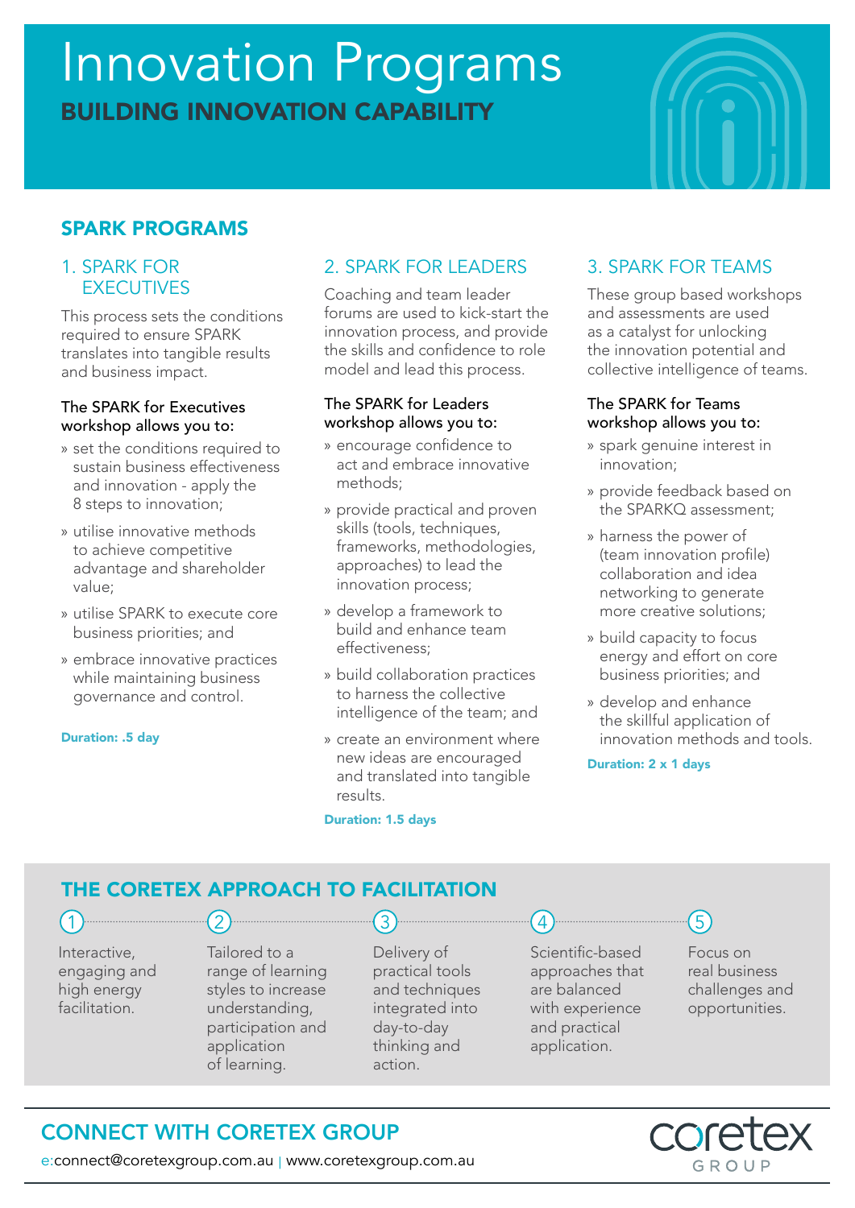# Innovation Programs

## BUILDING INNOVATION CAPABILITY

## SPARK PROGRAMS

### 1. SPARK FOR EXECUTIVES

This process sets the conditions required to ensure SPARK translates into tangible results and business impact.

**The SPARK for Executives workshop allows you to:**

- set the conditions required to sustain business effectiveness and innovation - apply the 8 steps to innovation;
- utilise innovative methods to achieve competitive advantage and shareholder value;
- utilise SPARK to execute core business priorities; and
- embrace innovative practices while maintaining business governance and control.

**Duration: .5 day**

### 2. SPARK FOR LEADERS

Coaching and team leader forums are used to kick-start the innovation process, and provide the skills and confidence to role model and lead this process.

**The SPARK for Leaders workshop allows you to:**

- encourage confidence to act and embrace innovative methods;
- provide practical and proven skills (tools, techniques, frameworks, methodologies, approaches) to lead the innovation process;
- develop a framework to build and enhance team effectiveness;
- build collaboration practices to harness the collective intelligence of the team; and
- create an environment where new ideas are encouraged and translated into tangible results.

**Duration: 1.5 days**

### 3. SPARK FOR TEAMS

These group based workshops and assessments are used as a catalyst for unlocking the innovation potential and collective intelligence of teams.

**The SPARK for Teams workshop allows you to:**

- spark genuine interest in innovation;
- provide feedback based on the SPARKQ assessment;
- harness the power of (team innovation profile) collaboration and idea networking to generate more creative solutions;
- build capacity to focus energy and effort on core business priorities; and
- develop and enhance the skillful application of innovation methods and tools.

**Duration: 2 x 1 days**

## THE CORETEX APPROACH TO FACILITATION

1. Interactive, engaging and high energy facilitation.
2. Tailored to a range of learning styles to increase understanding, participation and application of learning.
3. Delivery of practical tools and techniques integrated into day-to-day thinking and action.
4. Scientific-based approaches that are balanced with experience and practical application.
5. Focus on real business challenges and opportunities.

## CONNECT WITH CORETEX GROUP

e:connect@coretexgroup.com.au | www.coretexgroup.com.au

coretex GROUP